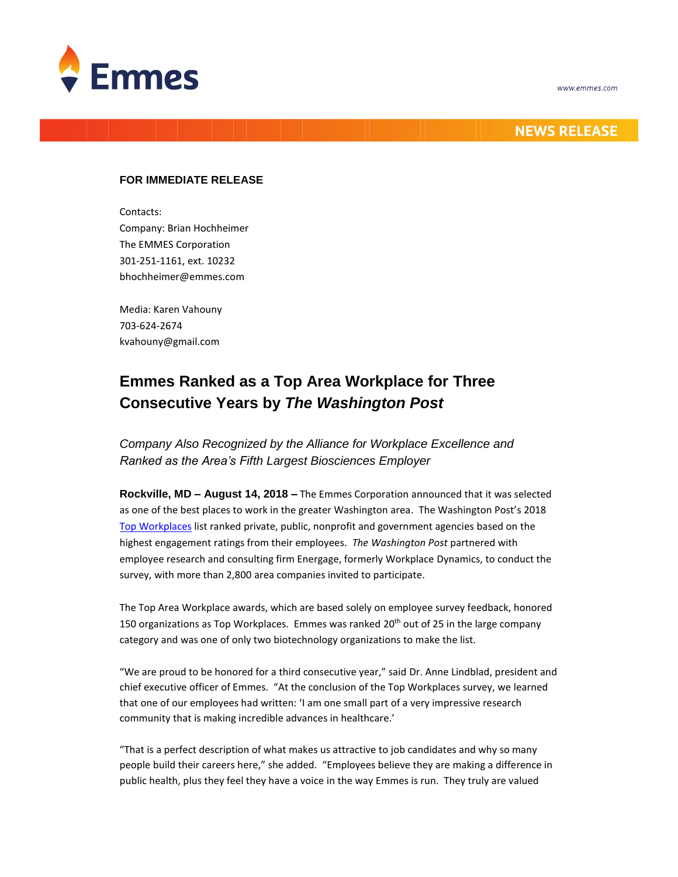Emmes

www.emmes.com

NEWS RELEASE

**FOR IMMEDIATE RELEASE**

Contacts:
Company: Brian Hochheimer
The EMMES Corporation
301-251-1161, ext. 10232
bhochheimer@emmes.com

Media: Karen Vahouny
703-624-2674
kvahouny@gmail.com

# Emmes Ranked as a Top Area Workplace for Three Consecutive Years by *The Washington Post*

*Company Also Recognized by the Alliance for Workplace Excellence and Ranked as the Area's Fifth Largest Biosciences Employer*

**Rockville, MD – August 14, 2018 –** The Emmes Corporation announced that it was selected as one of the best places to work in the greater Washington area. The Washington Post's 2018 Top Workplaces list ranked private, public, nonprofit and government agencies based on the highest engagement ratings from their employees. *The Washington Post* partnered with employee research and consulting firm Energage, formerly Workplace Dynamics, to conduct the survey, with more than 2,800 area companies invited to participate.

The Top Area Workplace awards, which are based solely on employee survey feedback, honored 150 organizations as Top Workplaces. Emmes was ranked 20th out of 25 in the large company category and was one of only two biotechnology organizations to make the list.

"We are proud to be honored for a third consecutive year," said Dr. Anne Lindblad, president and chief executive officer of Emmes. "At the conclusion of the Top Workplaces survey, we learned that one of our employees had written: 'I am one small part of a very impressive research community that is making incredible advances in healthcare.'

"That is a perfect description of what makes us attractive to job candidates and why so many people build their careers here," she added. "Employees believe they are making a difference in public health, plus they feel they have a voice in the way Emmes is run. They truly are valued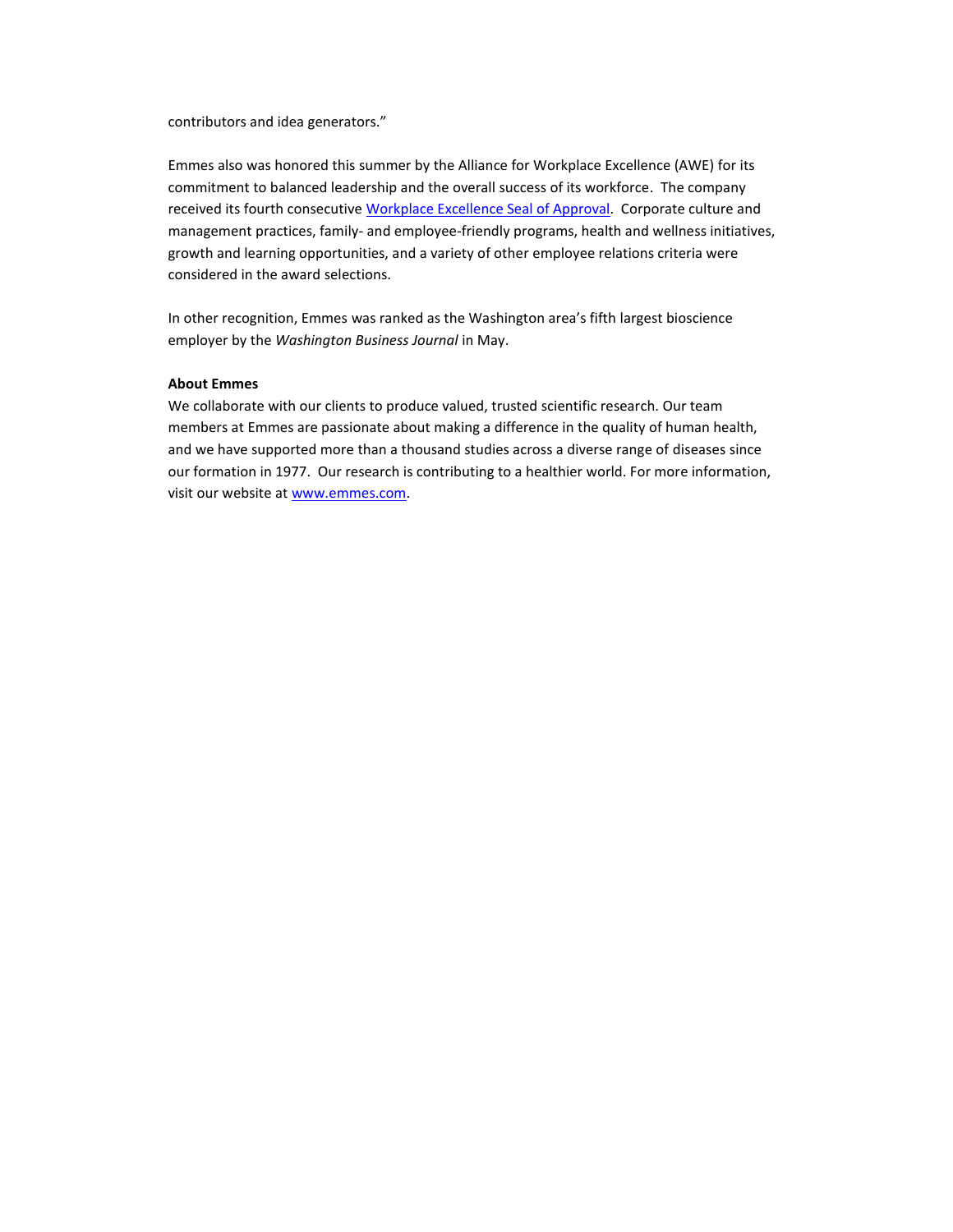contributors and idea generators."

Emmes also was honored this summer by the Alliance for Workplace Excellence (AWE) for its commitment to balanced leadership and the overall success of its workforce. The company received its fourth consecutive Workplace Excellence Seal of Approval. Corporate culture and management practices, family- and employee-friendly programs, health and wellness initiatives, growth and learning opportunities, and a variety of other employee relations criteria were considered in the award selections.

In other recognition, Emmes was ranked as the Washington area's fifth largest bioscience employer by the *Washington Business Journal* in May.

**About Emmes**

We collaborate with our clients to produce valued, trusted scientific research. Our team members at Emmes are passionate about making a difference in the quality of human health, and we have supported more than a thousand studies across a diverse range of diseases since our formation in 1977. Our research is contributing to a healthier world. For more information, visit our website at www.emmes.com.